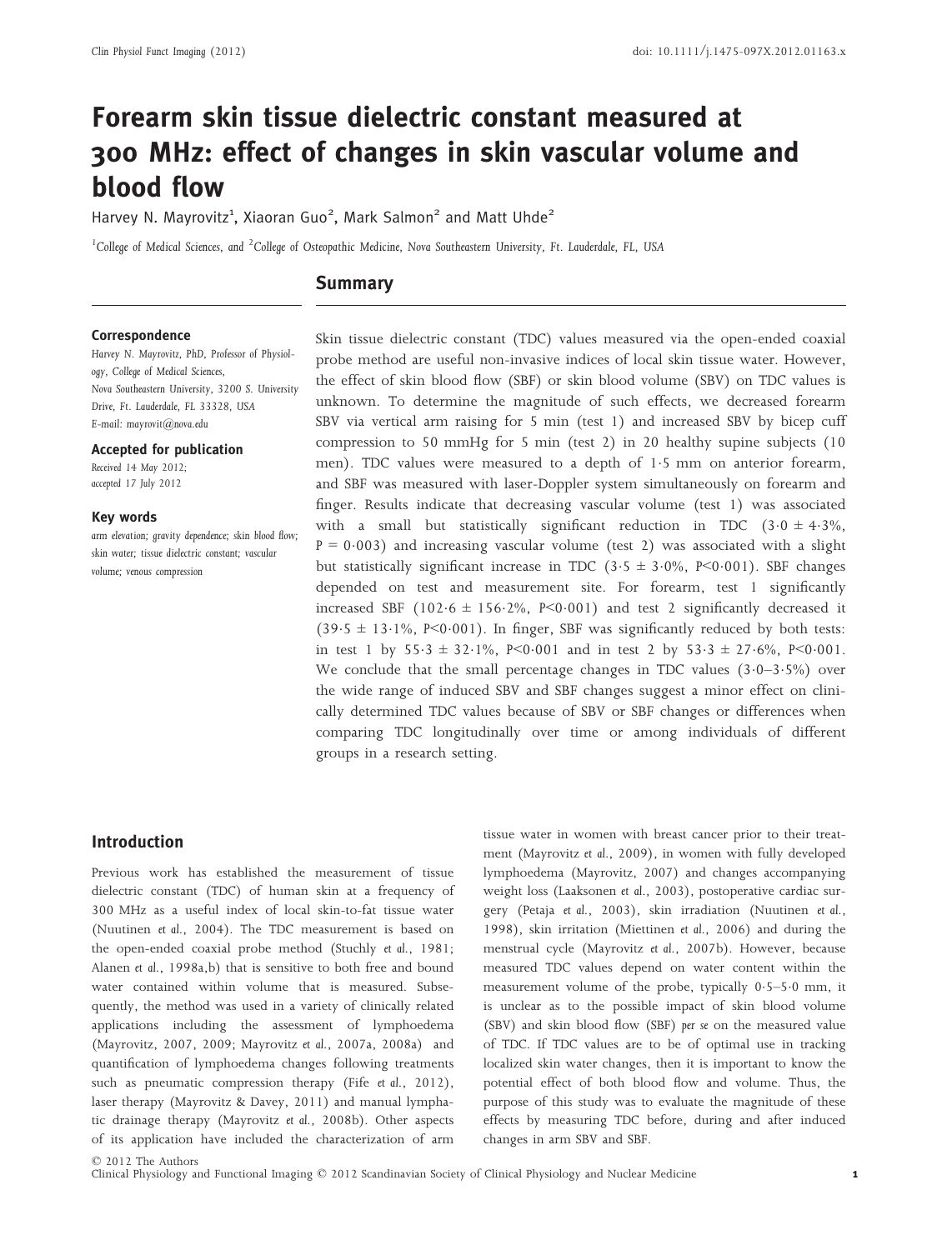# Forearm skin tissue dielectric constant measured at 300 MHz: effect of changes in skin vascular volume and blood flow

Harvey N. Mayrovitz[1], Xiaoran Guo[2], Mark Salmon[2] and Matt Uhde[2]

[1]College of Medical Sciences, and [2]College of Osteopathic Medicine, Nova Southeastern University, Ft. Lauderdale, FL, USA

**Correspondence**
Harvey N. Mayrovitz, PhD, Professor of Physiology, College of Medical Sciences, Nova Southeastern University, 3200 S. University Drive, Ft. Lauderdale, FL 33328, USA
E-mail: mayrovit@nova.edu

**Accepted for publication**
Received 14 May 2012;
accepted 17 July 2012

**Key words**
arm elevation; gravity dependence; skin blood flow; skin water; tissue dielectric constant; vascular volume; venous compression

## Summary

Skin tissue dielectric constant (TDC) values measured via the open-ended coaxial probe method are useful non-invasive indices of local skin tissue water. However, the effect of skin blood flow (SBF) or skin blood volume (SBV) on TDC values is unknown. To determine the magnitude of such effects, we decreased forearm SBV via vertical arm raising for 5 min (test 1) and increased SBV by bicep cuff compression to 50 mmHg for 5 min (test 2) in 20 healthy supine subjects (10 men). TDC values were measured to a depth of 1·5 mm on anterior forearm, and SBF was measured with laser-Doppler system simultaneously on forearm and finger. Results indicate that decreasing vascular volume (test 1) was associated with a small but statistically significant reduction in TDC ($3{\cdot}0 \pm 4{\cdot}3\%$, $P = 0{\cdot}003$) and increasing vascular volume (test 2) was associated with a slight but statistically significant increase in TDC ($3{\cdot}5 \pm 3{\cdot}0\%$, $P<0{\cdot}001$). SBF changes depended on test and measurement site. For forearm, test 1 significantly increased SBF ($102{\cdot}6 \pm 156{\cdot}2\%$, $P<0{\cdot}001$) and test 2 significantly decreased it ($39{\cdot}5 \pm 13{\cdot}1\%$, $P<0{\cdot}001$). In finger, SBF was significantly reduced by both tests: in test 1 by $55{\cdot}3 \pm 32{\cdot}1\%$, $P<0{\cdot}001$ and in test 2 by $53{\cdot}3 \pm 27{\cdot}6\%$, $P<0{\cdot}001$. We conclude that the small percentage changes in TDC values (3·0–3·5%) over the wide range of induced SBV and SBF changes suggest a minor effect on clinically determined TDC values because of SBV or SBF changes or differences when comparing TDC longitudinally over time or among individuals of different groups in a research setting.

## Introduction

Previous work has established the measurement of tissue dielectric constant (TDC) of human skin at a frequency of 300 MHz as a useful index of local skin-to-fat tissue water (Nuutinen *et al.*, 2004). The TDC measurement is based on the open-ended coaxial probe method (Stuchly *et al.*, 1981; Alanen *et al.*, 1998a,b) that is sensitive to both free and bound water contained within volume that is measured. Subsequently, the method was used in a variety of clinically related applications including the assessment of lymphoedema (Mayrovitz, 2007, 2009; Mayrovitz *et al.*, 2007a, 2008a) and quantification of lymphoedema changes following treatments such as pneumatic compression therapy (Fife *et al.*, 2012), laser therapy (Mayrovitz & Davey, 2011) and manual lymphatic drainage therapy (Mayrovitz *et al.*, 2008b). Other aspects of its application have included the characterization of arm tissue water in women with breast cancer prior to their treatment (Mayrovitz *et al.*, 2009), in women with fully developed lymphoedema (Mayrovitz, 2007) and changes accompanying weight loss (Laaksonen *et al.*, 2003), postoperative cardiac surgery (Petaja *et al.*, 2003), skin irradiation (Nuutinen *et al.*, 1998), skin irritation (Miettinen *et al.*, 2006) and during the menstrual cycle (Mayrovitz *et al.*, 2007b). However, because measured TDC values depend on water content within the measurement volume of the probe, typically 0·5–5·0 mm, it is unclear as to the possible impact of skin blood volume (SBV) and skin blood flow (SBF) *per se* on the measured value of TDC. If TDC values are to be of optimal use in tracking localized skin water changes, then it is important to know the potential effect of both blood flow and volume. Thus, the purpose of this study was to evaluate the magnitude of these effects by measuring TDC before, during and after induced changes in arm SBV and SBF.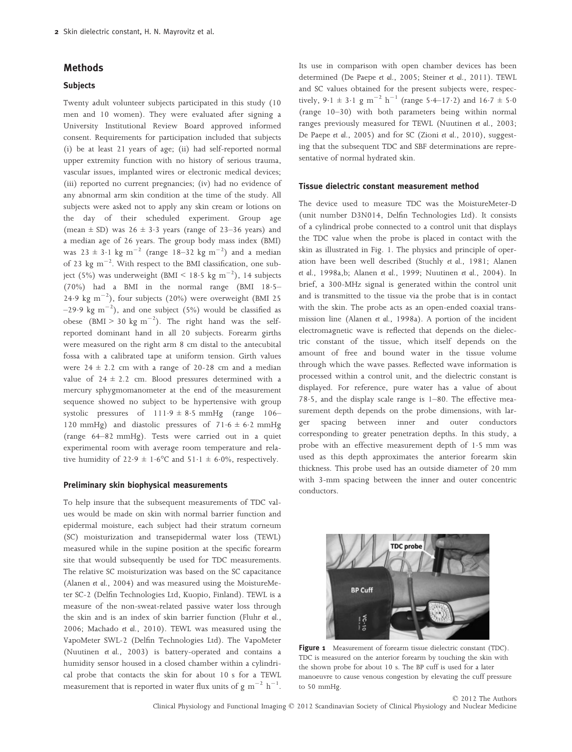## Methods

### Subjects

Twenty adult volunteer subjects participated in this study (10 men and 10 women). They were evaluated after signing a University Institutional Review Board approved informed consent. Requirements for participation included that subjects (i) be at least 21 years of age; (ii) had self-reported normal upper extremity function with no history of serious trauma, vascular issues, implanted wires or electronic medical devices; (iii) reported no current pregnancies; (iv) had no evidence of any abnormal arm skin condition at the time of the study. All subjects were asked not to apply any skin cream or lotions on the day of their scheduled experiment. Group age (mean ± SD) was 26 ± 3·3 years (range of 23–36 years) and a median age of 26 years. The group body mass index (BMI) was 23 ± 3·1 kg $m^{-2}$ (range 18–32 kg $m^{-2}$) and a median of 23 kg $m^{-2}$. With respect to the BMI classification, one subject (5%) was underweight (BMI < 18·5 kg $m^{-2}$), 14 subjects (70%) had a BMI in the normal range (BMI 18·5–24·9 kg $m^{-2}$), four subjects (20%) were overweight (BMI 25–29·9 kg $m^{-2}$), and one subject (5%) would be classified as obese (BMI > 30 kg $m^{-2}$). The right hand was the self-reported dominant hand in all 20 subjects. Forearm girths were measured on the right arm 8 cm distal to the antecubital fossa with a calibrated tape at uniform tension. Girth values were 24 ± 2.2 cm with a range of 20-28 cm and a median value of 24 ± 2.2 cm. Blood pressures determined with a mercury sphygmomanometer at the end of the measurement sequence showed no subject to be hypertensive with group systolic pressures of 111·9 ± 8·5 mmHg (range 106–120 mmHg) and diastolic pressures of 71·6 ± 6·2 mmHg (range 64–82 mmHg). Tests were carried out in a quiet experimental room with average room temperature and relative humidity of 22·9 ± 1·6°C and 51·1 ± 6·0%, respectively.

### Preliminary skin biophysical measurements

To help insure that the subsequent measurements of TDC values would be made on skin with normal barrier function and epidermal moisture, each subject had their stratum corneum (SC) moisturization and transepidermal water loss (TEWL) measured while in the supine position at the specific forearm site that would subsequently be used for TDC measurements. The relative SC moisturization was based on the SC capacitance (Alanen *et al.*, 2004) and was measured using the MoistureMeter SC-2 (Delfin Technologies Ltd, Kuopio, Finland). TEWL is a measure of the non-sweat-related passive water loss through the skin and is an index of skin barrier function (Fluhr *et al.*, 2006; Machado *et al.*, 2010). TEWL was measured using the VapoMeter SWL-2 (Delfin Technologies Ltd). The VapoMeter (Nuutinen *et al.*, 2003) is battery-operated and contains a humidity sensor housed in a closed chamber within a cylindrical probe that contacts the skin for about 10 s for a TEWL measurement that is reported in water flux units of g $m^{-2}$ $h^{-1}$. Its use in comparison with open chamber devices has been determined (De Paepe *et al.*, 2005; Steiner *et al.*, 2011). TEWL and SC values obtained for the present subjects were, respectively, 9·1 ± 3·1 g $m^{-2}$ $h^{-1}$ (range 5·4–17·2) and 16·7 ± 5·0 (range 10–30) with both parameters being within normal ranges previously measured for TEWL (Nuutinen *et al.*, 2003; De Paepe *et al.*, 2005) and for SC (Zioni *et al.*, 2010), suggesting that the subsequent TDC and SBF determinations are representative of normal hydrated skin.

### Tissue dielectric constant measurement method

The device used to measure TDC was the MoistureMeter-D (unit number D3N014, Delfin Technologies Ltd). It consists of a cylindrical probe connected to a control unit that displays the TDC value when the probe is placed in contact with the skin as illustrated in Fig. 1. The physics and principle of operation have been well described (Stuchly *et al.*, 1981; Alanen *et al.*, 1998a,b; Alanen *et al.*, 1999; Nuutinen *et al.*, 2004). In brief, a 300-MHz signal is generated within the control unit and is transmitted to the tissue via the probe that is in contact with the skin. The probe acts as an open-ended coaxial transmission line (Alanen *et al.*, 1998a). A portion of the incident electromagnetic wave is reflected that depends on the dielectric constant of the tissue, which itself depends on the amount of free and bound water in the tissue volume through which the wave passes. Reflected wave information is processed within a control unit, and the dielectric constant is displayed. For reference, pure water has a value of about 78·5, and the display scale range is 1–80. The effective measurement depth depends on the probe dimensions, with larger spacing between inner and outer conductors corresponding to greater penetration depths. In this study, a probe with an effective measurement depth of 1·5 mm was used as this depth approximates the anterior forearm skin thickness. This probe used has an outside diameter of 20 mm with 3-mm spacing between the inner and outer concentric conductors.

**Figure 1** Measurement of forearm tissue dielectric constant (TDC). TDC is measured on the anterior forearm by touching the skin with the shown probe for about 10 s. The BP cuff is used for a later manoeuvre to cause venous congestion by elevating the cuff pressure to 50 mmHg.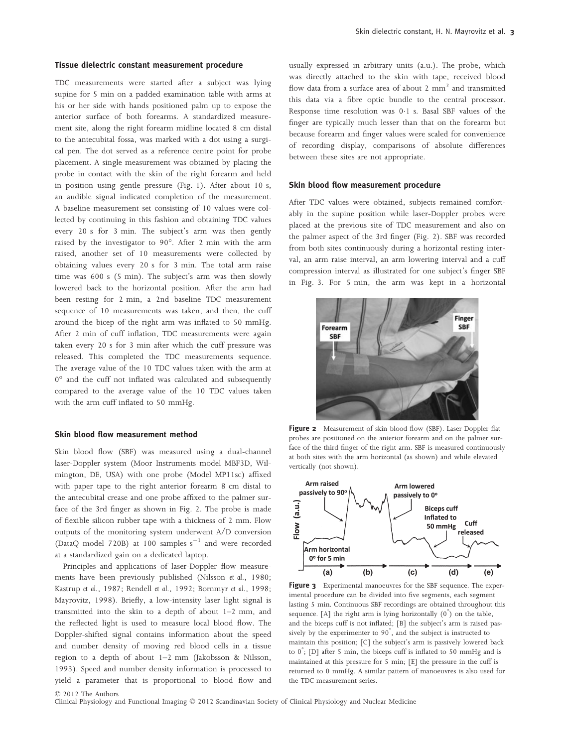### Tissue dielectric constant measurement procedure

TDC measurements were started after a subject was lying supine for 5 min on a padded examination table with arms at his or her side with hands positioned palm up to expose the anterior surface of both forearms. A standardized measurement site, along the right forearm midline located 8 cm distal to the antecubital fossa, was marked with a dot using a surgical pen. The dot served as a reference centre point for probe placement. A single measurement was obtained by placing the probe in contact with the skin of the right forearm and held in position using gentle pressure (Fig. 1). After about 10 s, an audible signal indicated completion of the measurement. A baseline measurement set consisting of 10 values were collected by continuing in this fashion and obtaining TDC values every 20 s for 3 min. The subject's arm was then gently raised by the investigator to 90°. After 2 min with the arm raised, another set of 10 measurements were collected by obtaining values every 20 s for 3 min. The total arm raise time was 600 s (5 min). The subject's arm was then slowly lowered back to the horizontal position. After the arm had been resting for 2 min, a 2nd baseline TDC measurement sequence of 10 measurements was taken, and then, the cuff around the bicep of the right arm was inflated to 50 mmHg. After 2 min of cuff inflation, TDC measurements were again taken every 20 s for 3 min after which the cuff pressure was released. This completed the TDC measurements sequence. The average value of the 10 TDC values taken with the arm at 0° and the cuff not inflated was calculated and subsequently compared to the average value of the 10 TDC values taken with the arm cuff inflated to 50 mmHg.

### Skin blood flow measurement method

Skin blood flow (SBF) was measured using a dual-channel laser-Doppler system (Moor Instruments model MBF3D, Wilmington, DE, USA) with one probe (Model MP11sc) affixed with paper tape to the right anterior forearm 8 cm distal to the antecubital crease and one probe affixed to the palmer surface of the 3rd finger as shown in Fig. 2. The probe is made of flexible silicon rubber tape with a thickness of 2 mm. Flow outputs of the monitoring system underwent A/D conversion (DataQ model 720B) at 100 samples $s^{-1}$ and were recorded at a standardized gain on a dedicated laptop.

Principles and applications of laser-Doppler flow measurements have been previously published (Nilsson *et al.*, 1980; Kastrup *et al.*, 1987; Rendell *et al.*, 1992; Bornmyr *et al.*, 1998; Mayrovitz, 1998). Briefly, a low-intensity laser light signal is transmitted into the skin to a depth of about 1–2 mm, and the reflected light is used to measure local blood flow. The Doppler-shifted signal contains information about the speed and number density of moving red blood cells in a tissue region to a depth of about 1–2 mm (Jakobsson & Nilsson, 1993). Speed and number density information is processed to yield a parameter that is proportional to blood flow and usually expressed in arbitrary units (a.u.). The probe, which was directly attached to the skin with tape, received blood flow data from a surface area of about 2 $mm^2$ and transmitted this data via a fibre optic bundle to the central processor. Response time resolution was 0·1 s. Basal SBF values of the finger are typically much lesser than that on the forearm but because forearm and finger values were scaled for convenience of recording display, comparisons of absolute differences between these sites are not appropriate.

### Skin blood flow measurement procedure

After TDC values were obtained, subjects remained comfortably in the supine position while laser-Doppler probes were placed at the previous site of TDC measurement and also on the palmer aspect of the 3rd finger (Fig. 2). SBF was recorded from both sites continuously during a horizontal resting interval, an arm raise interval, an arm lowering interval and a cuff compression interval as illustrated for one subject's finger SBF in Fig. 3. For 5 min, the arm was kept in a horizontal

**Figure 2** Measurement of skin blood flow (SBF). Laser Doppler flat probes are positioned on the anterior forearm and on the palmer surface of the third finger of the right arm. SBF is measured continuously at both sites with the arm horizontal (as shown) and while elevated vertically (not shown).

**Figure 3** Experimental manoeuvres for the SBF sequence. The experimental procedure can be divided into five segments, each segment lasting 5 min. Continuous SBF recordings are obtained throughout this sequence. [A] the right arm is lying horizontally (0°) on the table, and the biceps cuff is not inflated; [B] the subject's arm is raised passively by the experimenter to 90°, and the subject is instructed to maintain this position; [C] the subject's arm is passively lowered back to 0°; [D] after 5 min, the biceps cuff is inflated to 50 mmHg and is maintained at this pressure for 5 min; [E] the pressure in the cuff is returned to 0 mmHg. A similar pattern of manoeuvres is also used for the TDC measurement series.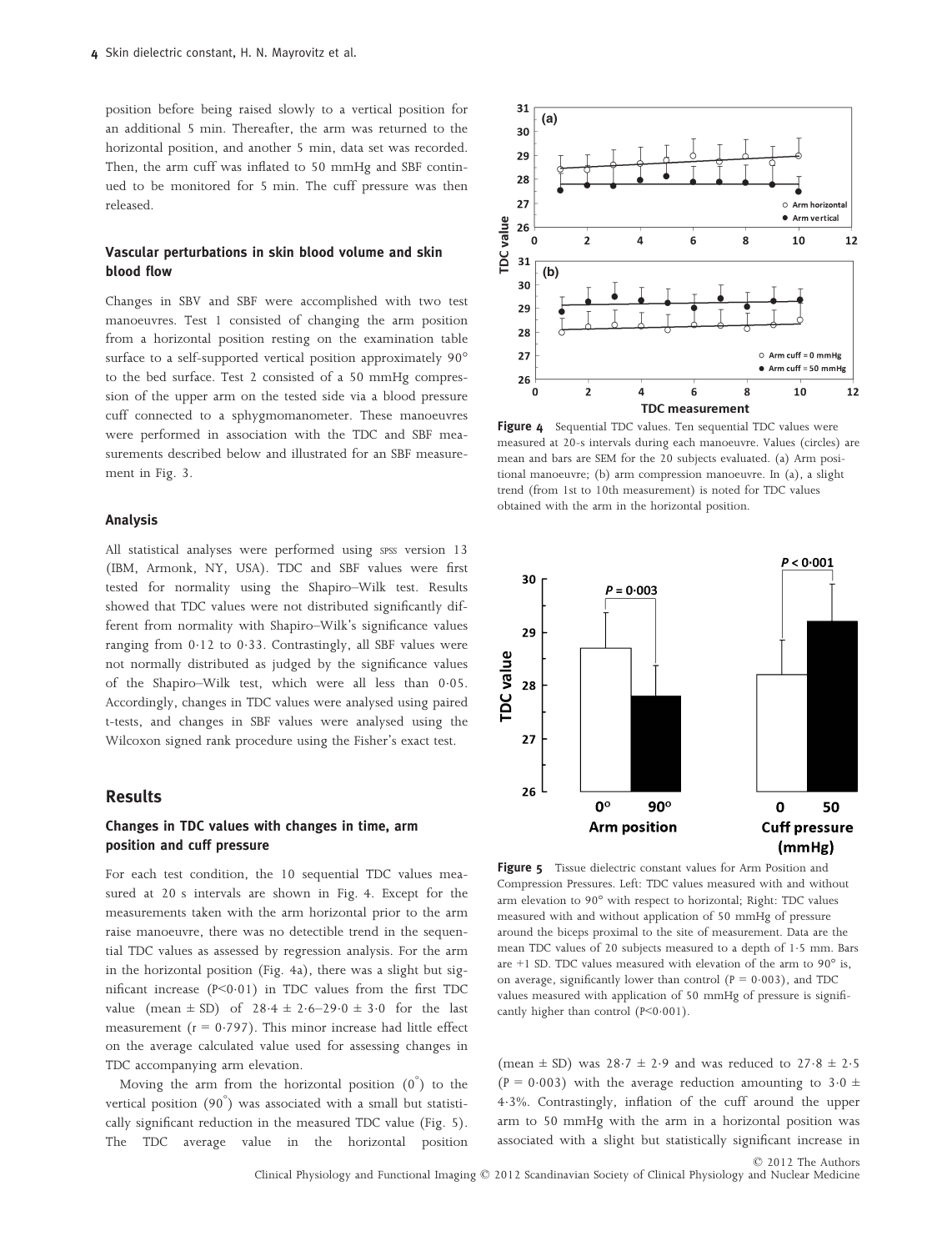position before being raised slowly to a vertical position for an additional 5 min. Thereafter, the arm was returned to the horizontal position, and another 5 min, data set was recorded. Then, the arm cuff was inflated to 50 mmHg and SBF continued to be monitored for 5 min. The cuff pressure was then released.

### Vascular perturbations in skin blood volume and skin blood flow

Changes in SBV and SBF were accomplished with two test manoeuvres. Test 1 consisted of changing the arm position from a horizontal position resting on the examination table surface to a self-supported vertical position approximately 90° to the bed surface. Test 2 consisted of a 50 mmHg compression of the upper arm on the tested side via a blood pressure cuff connected to a sphygmomanometer. These manoeuvres were performed in association with the TDC and SBF measurements described below and illustrated for an SBF measurement in Fig. 3.

### Analysis

All statistical analyses were performed using SPSS version 13 (IBM, Armonk, NY, USA). TDC and SBF values were first tested for normality using the Shapiro–Wilk test. Results showed that TDC values were not distributed significantly different from normality with Shapiro–Wilk's significance values ranging from 0·12 to 0·33. Contrastingly, all SBF values were not normally distributed as judged by the significance values of the Shapiro–Wilk test, which were all less than 0·05. Accordingly, changes in TDC values were analysed using paired t-tests, and changes in SBF values were analysed using the Wilcoxon signed rank procedure using the Fisher's exact test.

## Results

### Changes in TDC values with changes in time, arm position and cuff pressure

For each test condition, the 10 sequential TDC values measured at 20 s intervals are shown in Fig. 4. Except for the measurements taken with the arm horizontal prior to the arm raise manoeuvre, there was no detectible trend in the sequential TDC values as assessed by regression analysis. For the arm in the horizontal position (Fig. 4a), there was a slight but significant increase ($P<0·01$) in TDC values from the first TDC value (mean ± SD) of 28·4 ± 2·6–29·0 ± 3·0 for the last measurement ($r = 0·797$). This minor increase had little effect on the average calculated value used for assessing changes in TDC accompanying arm elevation.

Moving the arm from the horizontal position (0°) to the vertical position (90°) was associated with a small but statistically significant reduction in the measured TDC value (Fig. 5). The TDC average value in the horizontal position (mean ± SD) was 28·7 ± 2·9 and was reduced to 27·8 ± 2·5 ($P = 0·003$) with the average reduction amounting to 3·0 ± 4·3%. Contrastingly, inflation of the cuff around the upper arm to 50 mmHg with the arm in a horizontal position was associated with a slight but statistically significant increase in

**Figure 4** Sequential TDC values. Ten sequential TDC values were measured at 20-s intervals during each manoeuvre. Values (circles) are mean and bars are SEM for the 20 subjects evaluated. (a) Arm positional manoeuvre; (b) arm compression manoeuvre. In (a), a slight trend (from 1st to 10th measurement) is noted for TDC values obtained with the arm in the horizontal position.

**Figure 5** Tissue dielectric constant values for Arm Position and Compression Pressures. Left: TDC values measured with and without arm elevation to 90° with respect to horizontal; Right: TDC values measured with and without application of 50 mmHg of pressure around the biceps proximal to the site of measurement. Data are the mean TDC values of 20 subjects measured to a depth of 1·5 mm. Bars are +1 SD. TDC values measured with elevation of the arm to 90° is, on average, significantly lower than control ($P = 0·003$), and TDC values measured with application of 50 mmHg of pressure is significantly higher than control ($P<0·001$).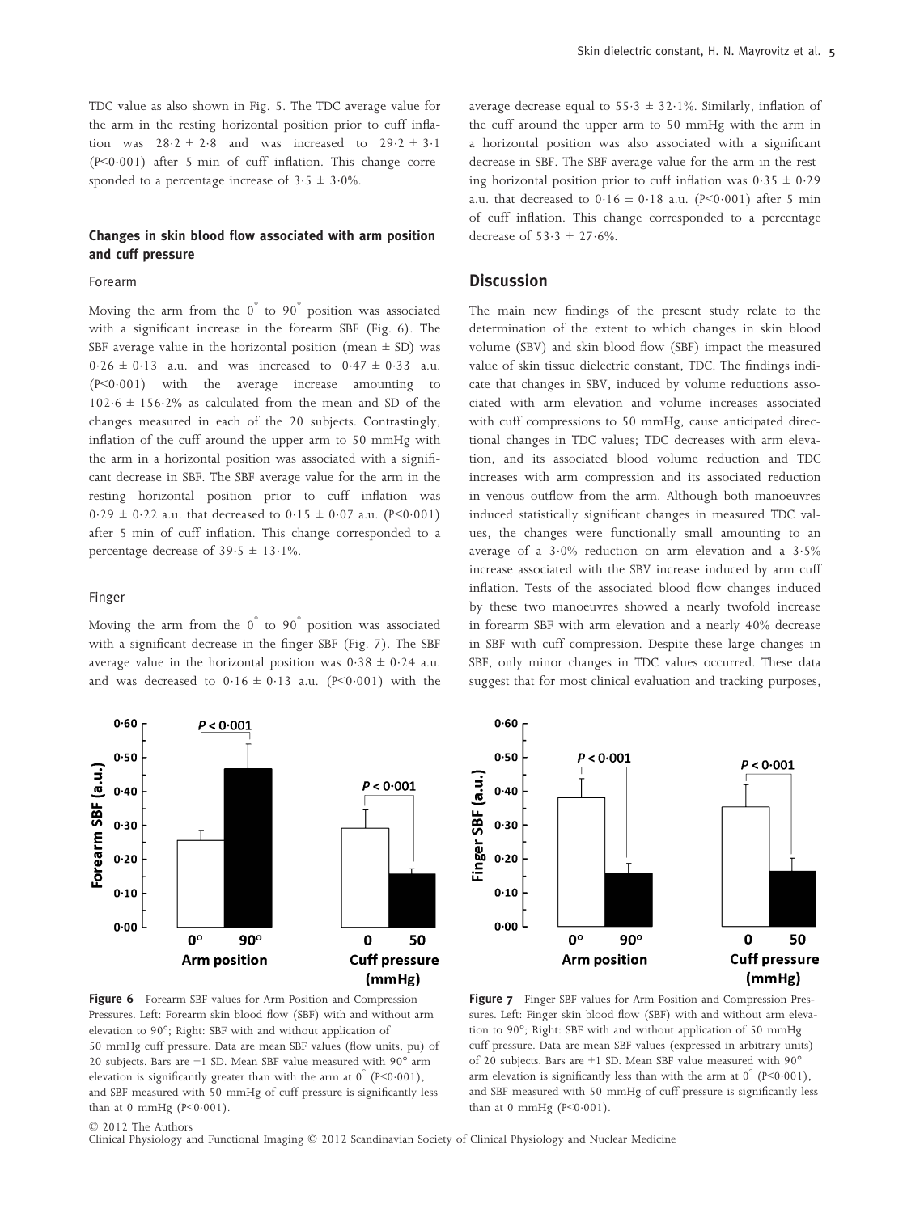TDC value as also shown in Fig. 5. The TDC average value for the arm in the resting horizontal position prior to cuff inflation was 28·2 ± 2·8 and was increased to 29·2 ± 3·1 ($P<0·001$) after 5 min of cuff inflation. This change corresponded to a percentage increase of 3·5 ± 3·0%.

### Changes in skin blood flow associated with arm position and cuff pressure

#### Forearm

Moving the arm from the 0° to 90° position was associated with a significant increase in the forearm SBF (Fig. 6). The SBF average value in the horizontal position (mean ± SD) was 0·26 ± 0·13 a.u. and was increased to 0·47 ± 0·33 a.u. ($P<0·001$) with the average increase amounting to 102·6 ± 156·2% as calculated from the mean and SD of the changes measured in each of the 20 subjects. Contrastingly, inflation of the cuff around the upper arm to 50 mmHg with the arm in a horizontal position was associated with a significant decrease in SBF. The SBF average value for the arm in the resting horizontal position prior to cuff inflation was 0·29 ± 0·22 a.u. that decreased to 0·15 ± 0·07 a.u. ($P<0·001$) after 5 min of cuff inflation. This change corresponded to a percentage decrease of 39·5 ± 13·1%.

#### Finger

Moving the arm from the 0° to 90° position was associated with a significant decrease in the finger SBF (Fig. 7). The SBF average value in the horizontal position was 0·38 ± 0·24 a.u. and was decreased to 0·16 ± 0·13 a.u. ($P<0·001$) with the average decrease equal to 55·3 ± 32·1%. Similarly, inflation of the cuff around the upper arm to 50 mmHg with the arm in a horizontal position was also associated with a significant decrease in SBF. The SBF average value for the arm in the resting horizontal position prior to cuff inflation was 0·35 ± 0·29 a.u. that decreased to 0·16 ± 0·18 a.u. ($P<0·001$) after 5 min of cuff inflation. This change corresponded to a percentage decrease of 53·3 ± 27·6%.

## Discussion

The main new findings of the present study relate to the determination of the extent to which changes in skin blood volume (SBV) and skin blood flow (SBF) impact the measured value of skin tissue dielectric constant, TDC. The findings indicate that changes in SBV, induced by volume reductions associated with arm elevation and volume increases associated with cuff compressions to 50 mmHg, cause anticipated directional changes in TDC values; TDC decreases with arm elevation, and its associated blood volume reduction and TDC increases with arm compression and its associated reduction in venous outflow from the arm. Although both manoeuvres induced statistically significant changes in measured TDC values, the changes were functionally small amounting to an average of a 3·0% reduction on arm elevation and a 3·5% increase associated with the SBV increase induced by arm cuff inflation. Tests of the associated blood flow changes induced by these two manoeuvres showed a nearly twofold increase in forearm SBF with arm elevation and a nearly 40% decrease in SBF with cuff compression. Despite these large changes in SBF, only minor changes in TDC values occurred. These data suggest that for most clinical evaluation and tracking purposes,

**Figure 6** Forearm SBF values for Arm Position and Compression Pressures. Left: Forearm skin blood flow (SBF) with and without arm elevation to 90°; Right: SBF with and without application of 50 mmHg cuff pressure. Data are mean SBF values (flow units, pu) of 20 subjects. Bars are +1 SD. Mean SBF value measured with 90° arm elevation is significantly greater than with the arm at 0° ($P<0·001$), and SBF measured with 50 mmHg of cuff pressure is significantly less than at 0 mmHg ($P<0·001$).

**Figure 7** Finger SBF values for Arm Position and Compression Pressures. Left: Finger skin blood flow (SBF) with and without arm elevation to 90°; Right: SBF with and without application of 50 mmHg cuff pressure. Data are mean SBF values (expressed in arbitrary units) of 20 subjects. Bars are +1 SD. Mean SBF value measured with 90° arm elevation is significantly less than with the arm at 0° ($P<0·001$), and SBF measured with 50 mmHg of cuff pressure is significantly less than at 0 mmHg ($P<0·001$).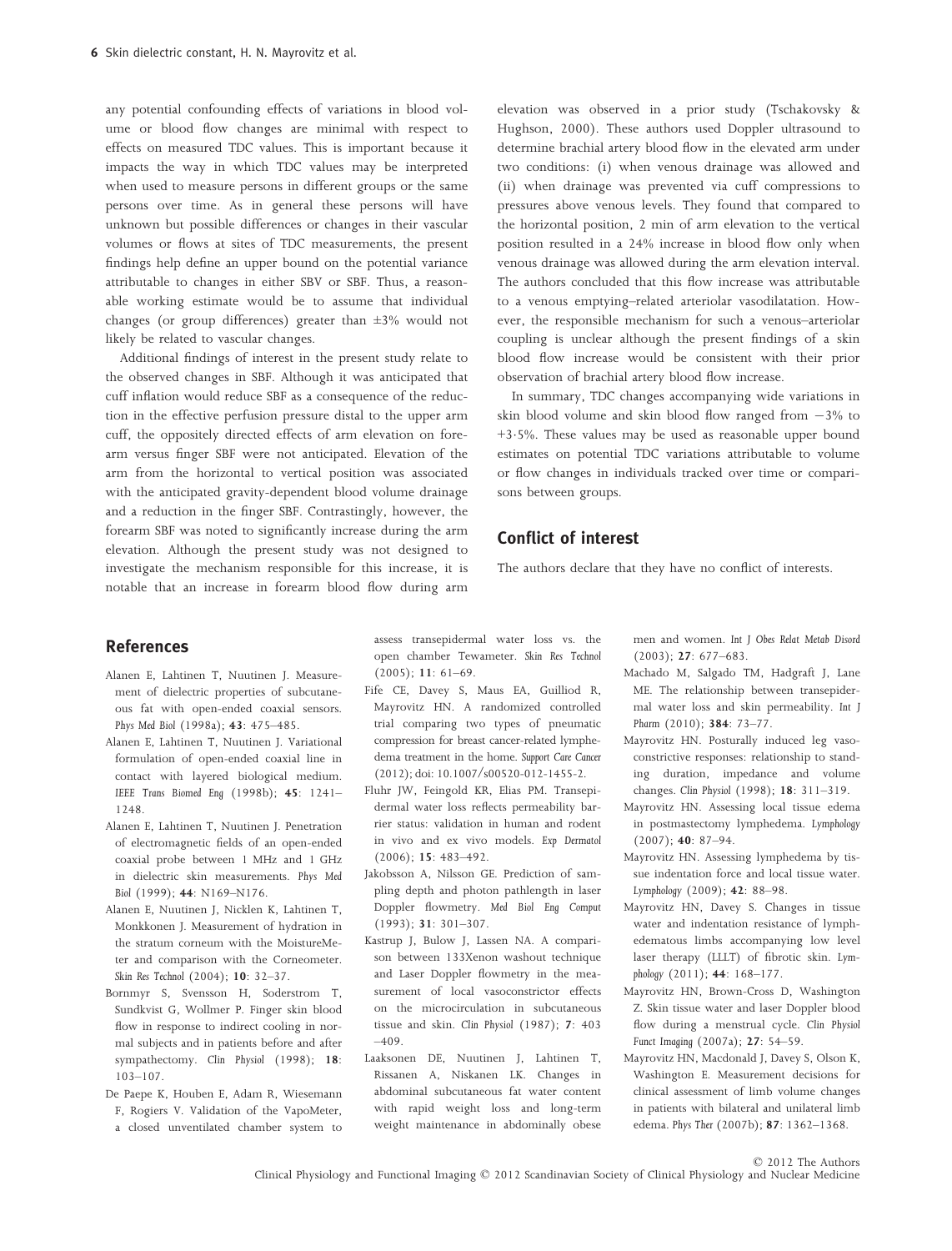any potential confounding effects of variations in blood volume or blood flow changes are minimal with respect to effects on measured TDC values. This is important because it impacts the way in which TDC values may be interpreted when used to measure persons in different groups or the same persons over time. As in general these persons will have unknown but possible differences or changes in their vascular volumes or flows at sites of TDC measurements, the present findings help define an upper bound on the potential variance attributable to changes in either SBV or SBF. Thus, a reasonable working estimate would be to assume that individual changes (or group differences) greater than ±3% would not likely be related to vascular changes.

Additional findings of interest in the present study relate to the observed changes in SBF. Although it was anticipated that cuff inflation would reduce SBF as a consequence of the reduction in the effective perfusion pressure distal to the upper arm cuff, the oppositely directed effects of arm elevation on forearm versus finger SBF were not anticipated. Elevation of the arm from the horizontal to vertical position was associated with the anticipated gravity-dependent blood volume drainage and a reduction in the finger SBF. Contrastingly, however, the forearm SBF was noted to significantly increase during the arm elevation. Although the present study was not designed to investigate the mechanism responsible for this increase, it is notable that an increase in forearm blood flow during arm elevation was observed in a prior study (Tschakovsky & Hughson, 2000). These authors used Doppler ultrasound to determine brachial artery blood flow in the elevated arm under two conditions: (i) when venous drainage was allowed and (ii) when drainage was prevented via cuff compressions to pressures above venous levels. They found that compared to the horizontal position, 2 min of arm elevation to the vertical position resulted in a 24% increase in blood flow only when venous drainage was allowed during the arm elevation interval. The authors concluded that this flow increase was attributable to a venous emptying–related arteriolar vasodilatation. However, the responsible mechanism for such a venous–arteriolar coupling is unclear although the present findings of a skin blood flow increase would be consistent with their prior observation of brachial artery blood flow increase.

In summary, TDC changes accompanying wide variations in skin blood volume and skin blood flow ranged from −3% to +3·5%. These values may be used as reasonable upper bound estimates on potential TDC variations attributable to volume or flow changes in individuals tracked over time or comparisons between groups.

## Conflict of interest

The authors declare that they have no conflict of interests.

## References

Alanen E, Lahtinen T, Nuutinen J. Measurement of dielectric properties of subcutaneous fat with open-ended coaxial sensors. *Phys Med Biol* (1998a); **43**: 475–485.

Alanen E, Lahtinen T, Nuutinen J. Variational formulation of open-ended coaxial line in contact with layered biological medium. *IEEE Trans Biomed Eng* (1998b); **45**: 1241–1248.

Alanen E, Lahtinen T, Nuutinen J. Penetration of electromagnetic fields of an open-ended coaxial probe between 1 MHz and 1 GHz in dielectric skin measurements. *Phys Med Biol* (1999); **44**: N169–N176.

Alanen E, Nuutinen J, Nicklen K, Lahtinen T, Monkkonen J. Measurement of hydration in the stratum corneum with the MoistureMeter and comparison with the Corneometer. *Skin Res Technol* (2004); **10**: 32–37.

Bornmyr S, Svensson H, Soderstrom T, Sundkvist G, Wollmer P. Finger skin blood flow in response to indirect cooling in normal subjects and in patients before and after sympathectomy. *Clin Physiol* (1998); **18**: 103–107.

De Paepe K, Houben E, Adam R, Wiesemann F, Rogiers V. Validation of the VapoMeter, a closed unventilated chamber system to assess transepidermal water loss vs. the open chamber Tewameter. *Skin Res Technol* (2005); **11**: 61–69.

Fife CE, Davey S, Maus EA, Guilliod R, Mayrovitz HN. A randomized controlled trial comparing two types of pneumatic compression for breast cancer-related lymphedema treatment in the home. *Support Care Cancer* (2012); doi: 10.1007/s00520-012-1455-2.

Fluhr JW, Feingold KR, Elias PM. Transepidermal water loss reflects permeability barrier status: validation in human and rodent in vivo and ex vivo models. *Exp Dermatol* (2006); **15**: 483–492.

Jakobsson A, Nilsson GE. Prediction of sampling depth and photon pathlength in laser Doppler flowmetry. *Med Biol Eng Comput* (1993); **31**: 301–307.

Kastrup J, Bulow J, Lassen NA. A comparison between 133Xenon washout technique and Laser Doppler flowmetry in the measurement of local vasoconstrictor effects on the microcirculation in subcutaneous tissue and skin. *Clin Physiol* (1987); **7**: 403–409.

Laaksonen DE, Nuutinen J, Lahtinen T, Rissanen A, Niskanen LK. Changes in abdominal subcutaneous fat water content with rapid weight loss and long-term weight maintenance in abdominally obese men and women. *Int J Obes Relat Metab Disord* (2003); **27**: 677–683.

Machado M, Salgado TM, Hadgraft J, Lane ME. The relationship between transepidermal water loss and skin permeability. *Int J Pharm* (2010); **384**: 73–77.

Mayrovitz HN. Posturally induced leg vasoconstrictive responses: relationship to standing duration, impedance and volume changes. *Clin Physiol* (1998); **18**: 311–319.

Mayrovitz HN. Assessing local tissue edema in postmastectomy lymphedema. *Lymphology* (2007); **40**: 87–94.

Mayrovitz HN. Assessing lymphedema by tissue indentation force and local tissue water. *Lymphology* (2009); **42**: 88–98.

Mayrovitz HN, Davey S. Changes in tissue water and indentation resistance of lymphedematous limbs accompanying low level laser therapy (LLLT) of fibrotic skin. *Lymphology* (2011); **44**: 168–177.

Mayrovitz HN, Brown-Cross D, Washington Z. Skin tissue water and laser Doppler blood flow during a menstrual cycle. *Clin Physiol Funct Imaging* (2007a); **27**: 54–59.

Mayrovitz HN, Macdonald J, Davey S, Olson K, Washington E. Measurement decisions for clinical assessment of limb volume changes in patients with bilateral and unilateral limb edema. *Phys Ther* (2007b); **87**: 1362–1368.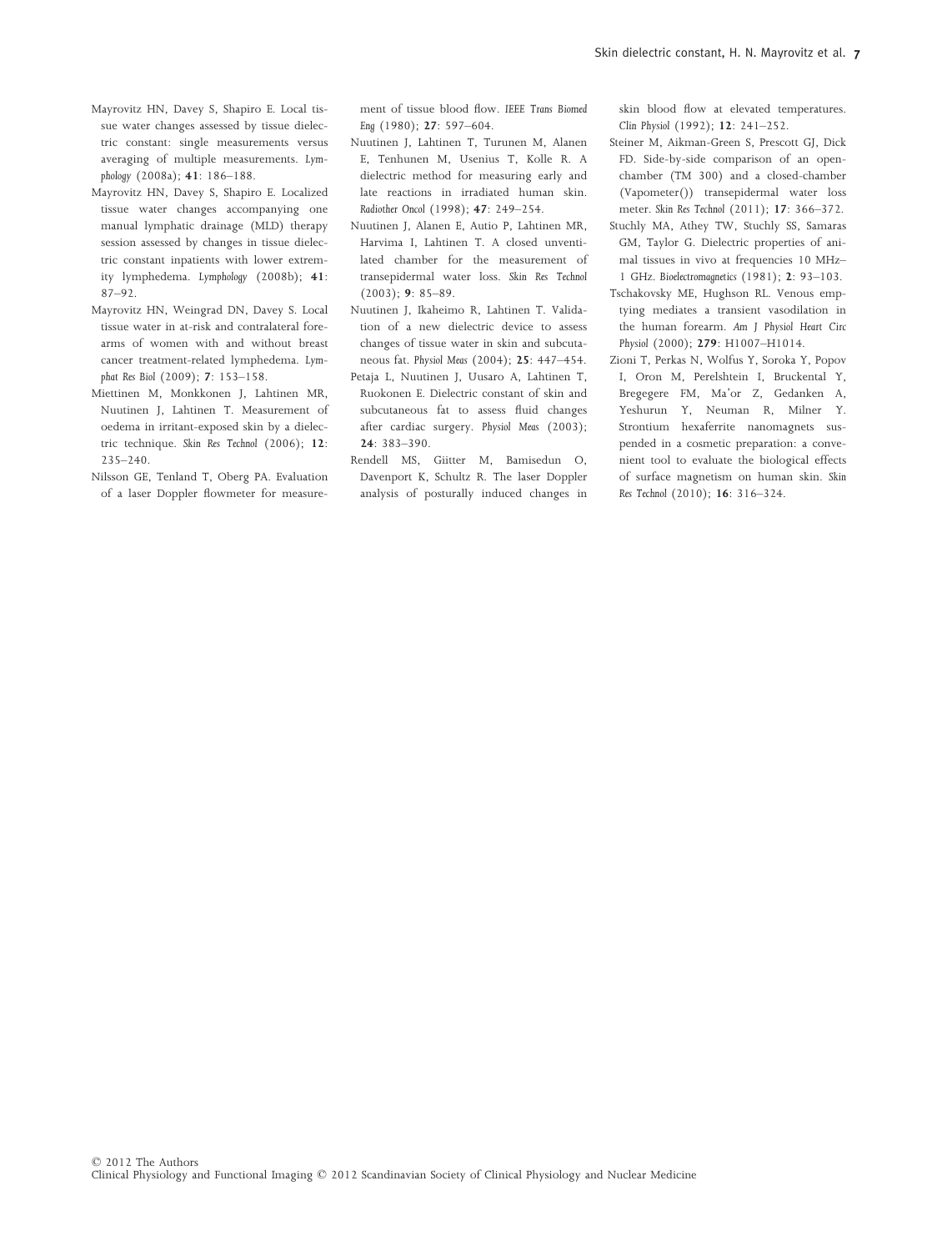Mayrovitz HN, Davey S, Shapiro E. Local tissue water changes assessed by tissue dielectric constant: single measurements versus averaging of multiple measurements. *Lymphology* (2008a); **41**: 186–188.

Mayrovitz HN, Davey S, Shapiro E. Localized tissue water changes accompanying one manual lymphatic drainage (MLD) therapy session assessed by changes in tissue dielectric constant inpatients with lower extremity lymphedema. *Lymphology* (2008b); **41**: 87–92.

Mayrovitz HN, Weingrad DN, Davey S. Local tissue water in at-risk and contralateral forearms of women with and without breast cancer treatment-related lymphedema. *Lymphat Res Biol* (2009); **7**: 153–158.

Miettinen M, Monkkonen J, Lahtinen MR, Nuutinen J, Lahtinen T. Measurement of oedema in irritant-exposed skin by a dielectric technique. *Skin Res Technol* (2006); **12**: 235–240.

Nilsson GE, Tenland T, Oberg PA. Evaluation of a laser Doppler flowmeter for measurement of tissue blood flow. *IEEE Trans Biomed Eng* (1980); **27**: 597–604.

Nuutinen J, Lahtinen T, Turunen M, Alanen E, Tenhunen M, Usenius T, Kolle R. A dielectric method for measuring early and late reactions in irradiated human skin. *Radiother Oncol* (1998); **47**: 249–254.

Nuutinen J, Alanen E, Autio P, Lahtinen MR, Harvima I, Lahtinen T. A closed unventilated chamber for the measurement of transepidermal water loss. *Skin Res Technol* (2003); **9**: 85–89.

Nuutinen J, Ikaheimo R, Lahtinen T. Validation of a new dielectric device to assess changes of tissue water in skin and subcutaneous fat. *Physiol Meas* (2004); **25**: 447–454.

Petaja L, Nuutinen J, Uusaro A, Lahtinen T, Ruokonen E. Dielectric constant of skin and subcutaneous fat to assess fluid changes after cardiac surgery. *Physiol Meas* (2003); **24**: 383–390.

Rendell MS, Giitter M, Bamisedun O, Davenport K, Schultz R. The laser Doppler analysis of posturally induced changes in skin blood flow at elevated temperatures. *Clin Physiol* (1992); **12**: 241–252.

Steiner M, Aikman-Green S, Prescott GJ, Dick FD. Side-by-side comparison of an open-chamber (TM 300) and a closed-chamber (Vapometer()) transepidermal water loss meter. *Skin Res Technol* (2011); **17**: 366–372.

Stuchly MA, Athey TW, Stuchly SS, Samaras GM, Taylor G. Dielectric properties of animal tissues in vivo at frequencies 10 MHz–1 GHz. *Bioelectromagnetics* (1981); **2**: 93–103.

Tschakovsky ME, Hughson RL. Venous emptying mediates a transient vasodilation in the human forearm. *Am J Physiol Heart Circ Physiol* (2000); **279**: H1007–H1014.

Zioni T, Perkas N, Wolfus Y, Soroka Y, Popov I, Oron M, Perelshtein I, Bruckental Y, Bregegere FM, Ma'or Z, Gedanken A, Yeshurun Y, Neuman R, Milner Y. Strontium hexaferrite nanomagnets suspended in a cosmetic preparation: a convenient tool to evaluate the biological effects of surface magnetism on human skin. *Skin Res Technol* (2010); **16**: 316–324.